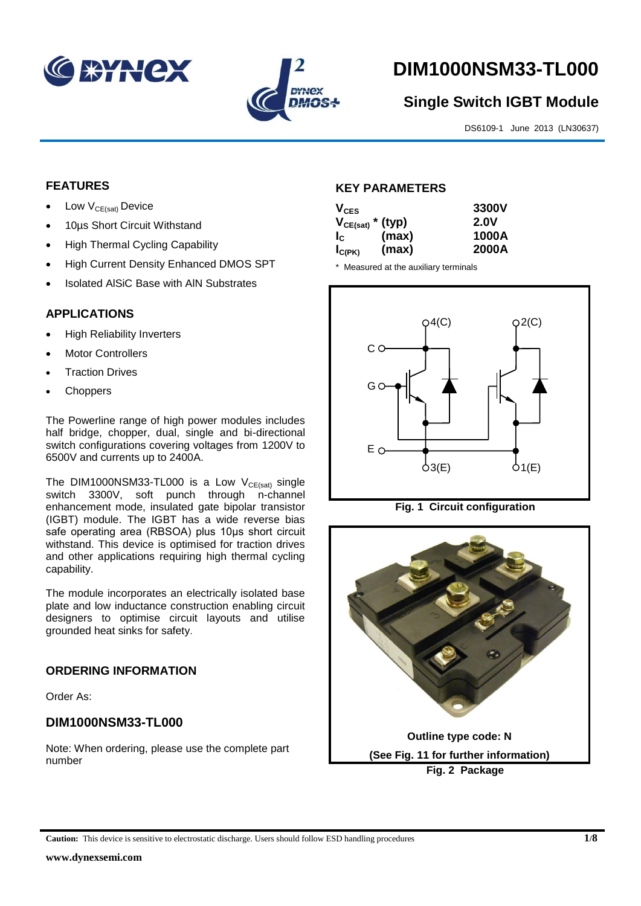# DIM1000NSM33-TL000

## Single Switch IGBT Module

DS6109-1 June 2013 (LN30637)

## FEATURES

- Low $V_{CE(sat)}$ Device
- 10µs Short Circuit Withstand
- High Thermal Cycling Capability
- High Current Density Enhanced DMOS SPT
- Isolated AlSiC Base with AlN Substrates

## APPLICATIONS

- High Reliability Inverters
- Motor Controllers
- Traction Drives
- Choppers

The Powerline range of high power modules includes half bridge, chopper, dual, single and bi-directional switch configurations covering voltages from 1200V to 6500V and currents up to 2400A.

The DIM1000NSM33-TL000 is a Low $V_{CE(sat)}$ single switch 3300V, soft punch through n-channel enhancement mode, insulated gate bipolar transistor (IGBT) module. The IGBT has a wide reverse bias safe operating area (RBSOA) plus 10µs short circuit withstand. This device is optimised for traction drives and other applications requiring high thermal cycling capability.

The module incorporates an electrically isolated base plate and low inductance construction enabling circuit designers to optimise circuit layouts and utilise grounded heat sinks for safety.

## ORDERING INFORMATION

Order As:

### DIM1000NSM33-TL000

Note: When ordering, please use the complete part number

## KEY PARAMETERS

| Parameter | | Value |
|---|---|---|
| $V_{CES}$ | | 3300V |
| $V_{CE(sat)}$ * | (typ) | 2.0V |
| $I_C$ | (max) | 1000A |
| $I_{C(PK)}$ | (max) | 2000A |

\* Measured at the auxiliary terminals

**Fig. 1 Circuit configuration**

Outline type code: N

(See Fig. 11 for further information)

**Fig. 2 Package**

**Caution:** This device is sensitive to electrostatic discharge. Users should follow ESD handling procedures

www.dynexsemi.com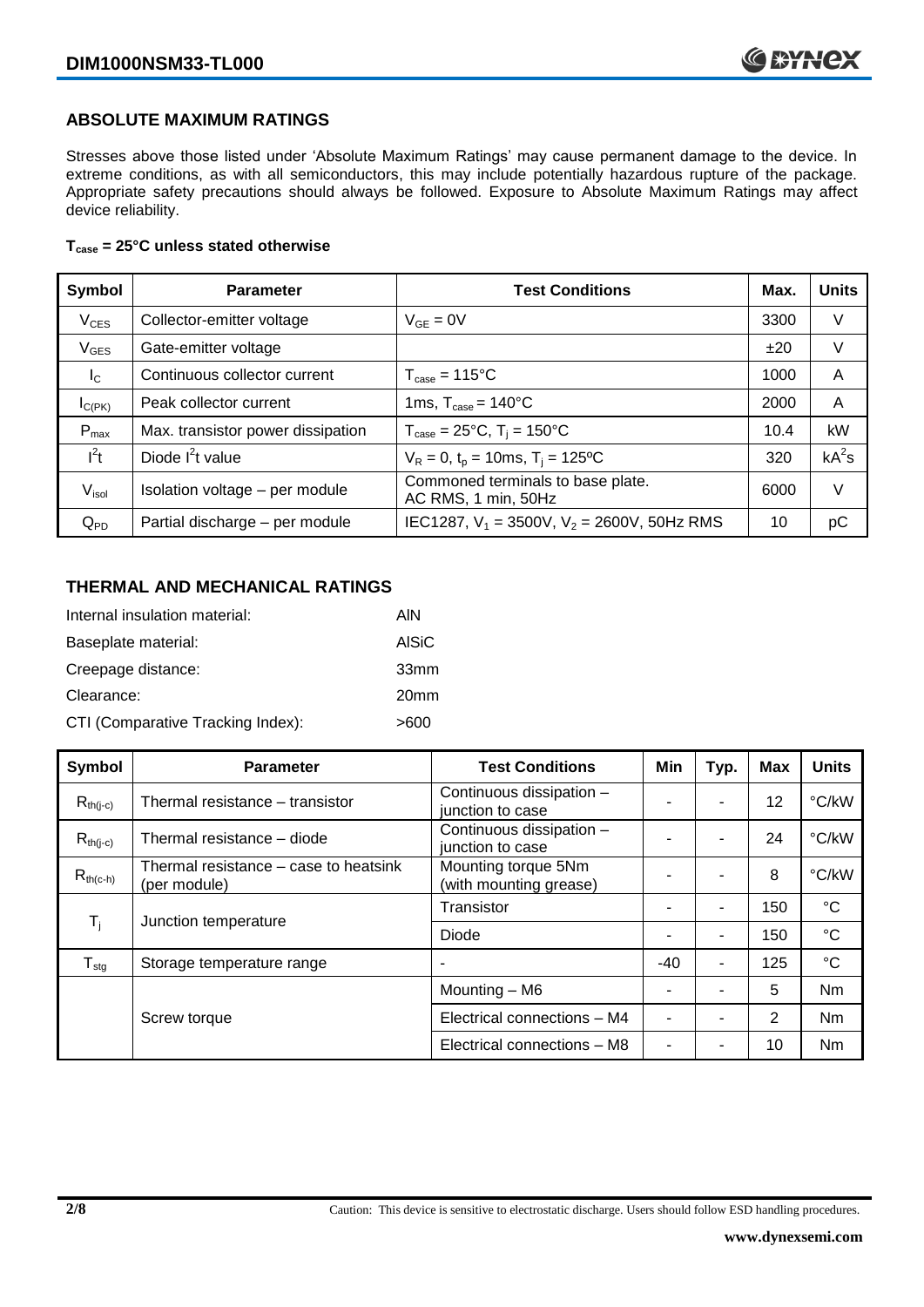## ABSOLUTE MAXIMUM RATINGS

Stresses above those listed under 'Absolute Maximum Ratings' may cause permanent damage to the device. In extreme conditions, as with all semiconductors, this may include potentially hazardous rupture of the package. Appropriate safety precautions should always be followed. Exposure to Absolute Maximum Ratings may affect device reliability.

**$T_{case}$ = 25°C unless stated otherwise**

| Symbol | Parameter | Test Conditions | Max. | Units |
|---|---|---|---|---|
| $V_{CES}$ | Collector-emitter voltage | $V_{GE}$ = 0V | 3300 | V |
| $V_{GES}$ | Gate-emitter voltage | | ±20 | V |
| $I_C$ | Continuous collector current | $T_{case}$ = 115°C | 1000 | A |
| $I_{C(PK)}$ | Peak collector current | 1ms, $T_{case}$ = 140°C | 2000 | A |
| $P_{max}$ | Max. transistor power dissipation | $T_{case}$ = 25°C, $T_j$ = 150°C | 10.4 | kW |
| $I^2t$ | Diode $I^2t$ value | $V_R$ = 0, $t_p$ = 10ms, $T_j$ = 125ºC | 320 | $kA^2s$ |
| $V_{isol}$ | Isolation voltage – per module | Commoned terminals to base plate. AC RMS, 1 min, 50Hz | 6000 | V |
| $Q_{PD}$ | Partial discharge – per module | IEC1287, $V_1$ = 3500V, $V_2$ = 2600V, 50Hz RMS | 10 | pC |

## THERMAL AND MECHANICAL RATINGS

Internal insulation material: AlN

Baseplate material: AlSiC

Creepage distance: 33mm

Clearance: 20mm

CTI (Comparative Tracking Index): >600

| Symbol | Parameter | Test Conditions | Min | Typ. | Max | Units |
|---|---|---|---|---|---|---|
| $R_{th(j-c)}$ | Thermal resistance – transistor | Continuous dissipation – junction to case | - | - | 12 | °C/kW |
| $R_{th(j-c)}$ | Thermal resistance – diode | Continuous dissipation – junction to case | - | - | 24 | °C/kW |
| $R_{th(c-h)}$ | Thermal resistance – case to heatsink (per module) | Mounting torque 5Nm (with mounting grease) | - | - | 8 | °C/kW |
| $T_j$ | Junction temperature | Transistor | - | - | 150 | °C |
| | | Diode | - | - | 150 | °C |
| $T_{stg}$ | Storage temperature range | - | -40 | - | 125 | °C |
| | Screw torque | Mounting – M6 | - | - | 5 | Nm |
| | | Electrical connections – M4 | - | - | 2 | Nm |
| | | Electrical connections – M8 | - | - | 10 | Nm |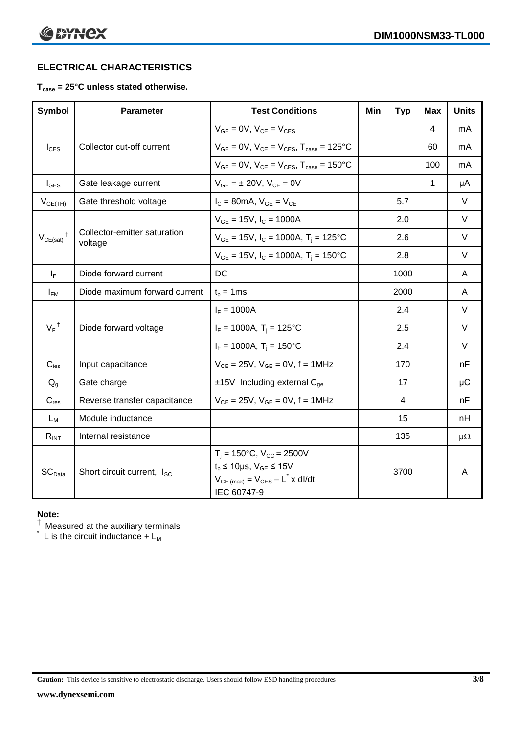## ELECTRICAL CHARACTERISTICS

**$T_{case}$ = 25°C unless stated otherwise.**

| Symbol | Parameter | Test Conditions | Min | Typ | Max | Units |
|---|---|---|---|---|---|---|
| $I_{CES}$ | Collector cut-off current | $V_{GE}$ = 0V, $V_{CE}$ = $V_{CES}$ | | | 4 | mA |
| | | $V_{GE}$ = 0V, $V_{CE}$ = $V_{CES}$, $T_{case}$ = 125°C | | | 60 | mA |
| | | $V_{GE}$ = 0V, $V_{CE}$ = $V_{CES}$, $T_{case}$ = 150°C | | | 100 | mA |
| $I_{GES}$ | Gate leakage current | $V_{GE}$ = ± 20V, $V_{CE}$ = 0V | | | 1 | μA |
| $V_{GE(TH)}$ | Gate threshold voltage | $I_C$ = 80mA, $V_{GE}$ = $V_{CE}$ | | 5.7 | | V |
| $V_{CE(sat)}$ † | Collector-emitter saturation voltage | $V_{GE}$ = 15V, $I_C$ = 1000A | | 2.0 | | V |
| | | $V_{GE}$ = 15V, $I_C$ = 1000A, $T_j$ = 125°C | | 2.6 | | V |
| | | $V_{GE}$ = 15V, $I_C$ = 1000A, $T_j$ = 150°C | | 2.8 | | V |
| $I_F$ | Diode forward current | DC | | 1000 | | A |
| $I_{FM}$ | Diode maximum forward current | $t_p$ = 1ms | | 2000 | | A |
| $V_F$ † | Diode forward voltage | $I_F$ = 1000A | | 2.4 | | V |
| | | $I_F$ = 1000A, $T_j$ = 125°C | | 2.5 | | V |
| | | $I_F$ = 1000A, $T_j$ = 150°C | | 2.4 | | V |
| $C_{ies}$ | Input capacitance | $V_{CE}$ = 25V, $V_{GE}$ = 0V, f = 1MHz | | 170 | | nF |
| $Q_g$ | Gate charge | ±15V Including external $C_{ge}$ | | 17 | | μC |
| $C_{res}$ | Reverse transfer capacitance | $V_{CE}$ = 25V, $V_{GE}$ = 0V, f = 1MHz | | 4 | | nF |
| $L_M$ | Module inductance | | | 15 | | nH |
| $R_{INT}$ | Internal resistance | | | 135 | | μΩ |
| $SC_{Data}$ | Short circuit current, $I_{SC}$ | $T_j$ = 150°C, $V_{CC}$ = 2500V<br>$t_p$ ≤ 10μs, $V_{GE}$ ≤ 15V<br>$V_{CE(max)}$ = $V_{CES}$ – $L^*$ x dI/dt<br>IEC 60747-9 | | 3700 | | A |

**Note:**

† Measured at the auxiliary terminals

\* L is the circuit inductance + $L_M$

**Caution:** This device is sensitive to electrostatic discharge. Users should follow ESD handling procedures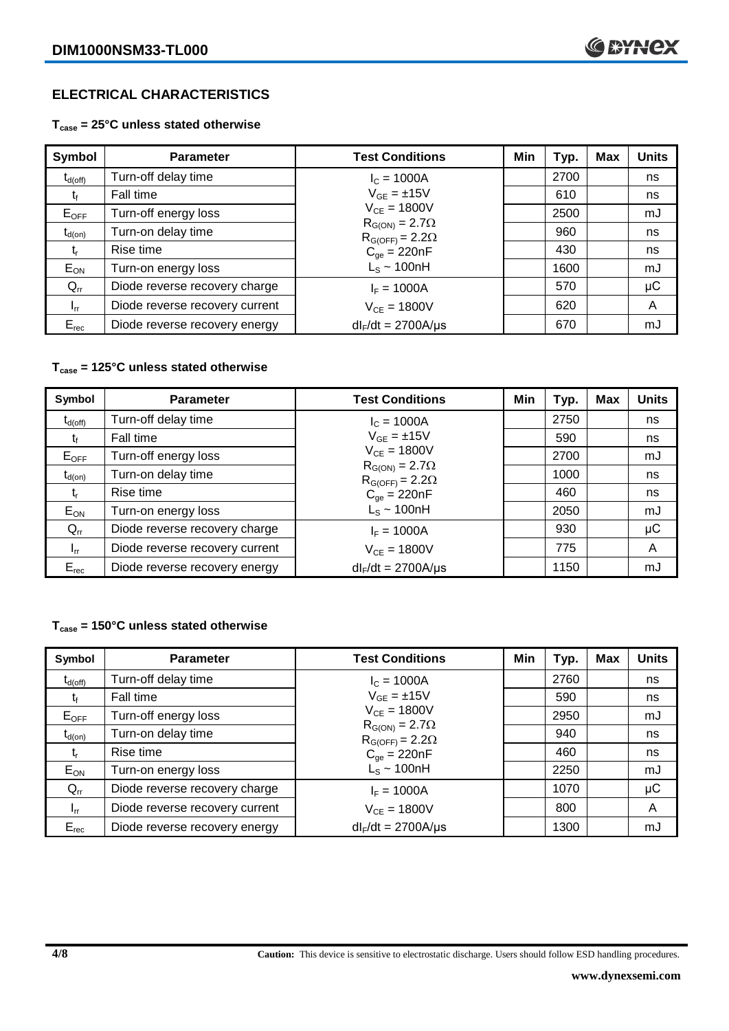## ELECTRICAL CHARACTERISTICS

**$T_{case}$ = 25°C unless stated otherwise**

| Symbol | Parameter | Test Conditions | Min | Typ. | Max | Units |
|---|---|---|---|---|---|---|
| $t_{d(off)}$ | Turn-off delay time | $I_C$ = 1000A | | 2700 | | ns |
| $t_f$ | Fall time | $V_{GE}$ = ±15V | | 610 | | ns |
| $E_{OFF}$ | Turn-off energy loss | $V_{CE}$ = 1800V | | 2500 | | mJ |
| $t_{d(on)}$ | Turn-on delay time | $R_{G(ON)}$ = 2.7Ω<br>$R_{G(OFF)}$ = 2.2Ω | | 960 | | ns |
| $t_r$ | Rise time | $C_{ge}$ = 220nF | | 430 | | ns |
| $E_{ON}$ | Turn-on energy loss | $L_S$ ~ 100nH | | 1600 | | mJ |
| $Q_{rr}$ | Diode reverse recovery charge | $I_F$ = 1000A | | 570 | | µC |
| $I_{rr}$ | Diode reverse recovery current | $V_{CE}$ = 1800V | | 620 | | A |
| $E_{rec}$ | Diode reverse recovery energy | $dI_F/dt$ = 2700A/µs | | 670 | | mJ |

**$T_{case}$ = 125°C unless stated otherwise**

| Symbol | Parameter | Test Conditions | Min | Typ. | Max | Units |
|---|---|---|---|---|---|---|
| $t_{d(off)}$ | Turn-off delay time | $I_C$ = 1000A | | 2750 | | ns |
| $t_f$ | Fall time | $V_{GE}$ = ±15V | | 590 | | ns |
| $E_{OFF}$ | Turn-off energy loss | $V_{CE}$ = 1800V | | 2700 | | mJ |
| $t_{d(on)}$ | Turn-on delay time | $R_{G(ON)}$ = 2.7Ω<br>$R_{G(OFF)}$ = 2.2Ω | | 1000 | | ns |
| $t_r$ | Rise time | $C_{ge}$ = 220nF | | 460 | | ns |
| $E_{ON}$ | Turn-on energy loss | $L_S$ ~ 100nH | | 2050 | | mJ |
| $Q_{rr}$ | Diode reverse recovery charge | $I_F$ = 1000A | | 930 | | µC |
| $I_{rr}$ | Diode reverse recovery current | $V_{CE}$ = 1800V | | 775 | | A |
| $E_{rec}$ | Diode reverse recovery energy | $dI_F/dt$ = 2700A/µs | | 1150 | | mJ |

**$T_{case}$ = 150°C unless stated otherwise**

| Symbol | Parameter | Test Conditions | Min | Typ. | Max | Units |
|---|---|---|---|---|---|---|
| $t_{d(off)}$ | Turn-off delay time | $I_C$ = 1000A | | 2760 | | ns |
| $t_f$ | Fall time | $V_{GE}$ = ±15V | | 590 | | ns |
| $E_{OFF}$ | Turn-off energy loss | $V_{CE}$ = 1800V | | 2950 | | mJ |
| $t_{d(on)}$ | Turn-on delay time | $R_{G(ON)}$ = 2.7Ω<br>$R_{G(OFF)}$ = 2.2Ω | | 940 | | ns |
| $t_r$ | Rise time | $C_{ge}$ = 220nF | | 460 | | ns |
| $E_{ON}$ | Turn-on energy loss | $L_S$ ~ 100nH | | 2250 | | mJ |
| $Q_{rr}$ | Diode reverse recovery charge | $I_F$ = 1000A | | 1070 | | µC |
| $I_{rr}$ | Diode reverse recovery current | $V_{CE}$ = 1800V | | 800 | | A |
| $E_{rec}$ | Diode reverse recovery energy | $dI_F/dt$ = 2700A/µs | | 1300 | | mJ |

**Caution:** This device is sensitive to electrostatic discharge. Users should follow ESD handling procedures.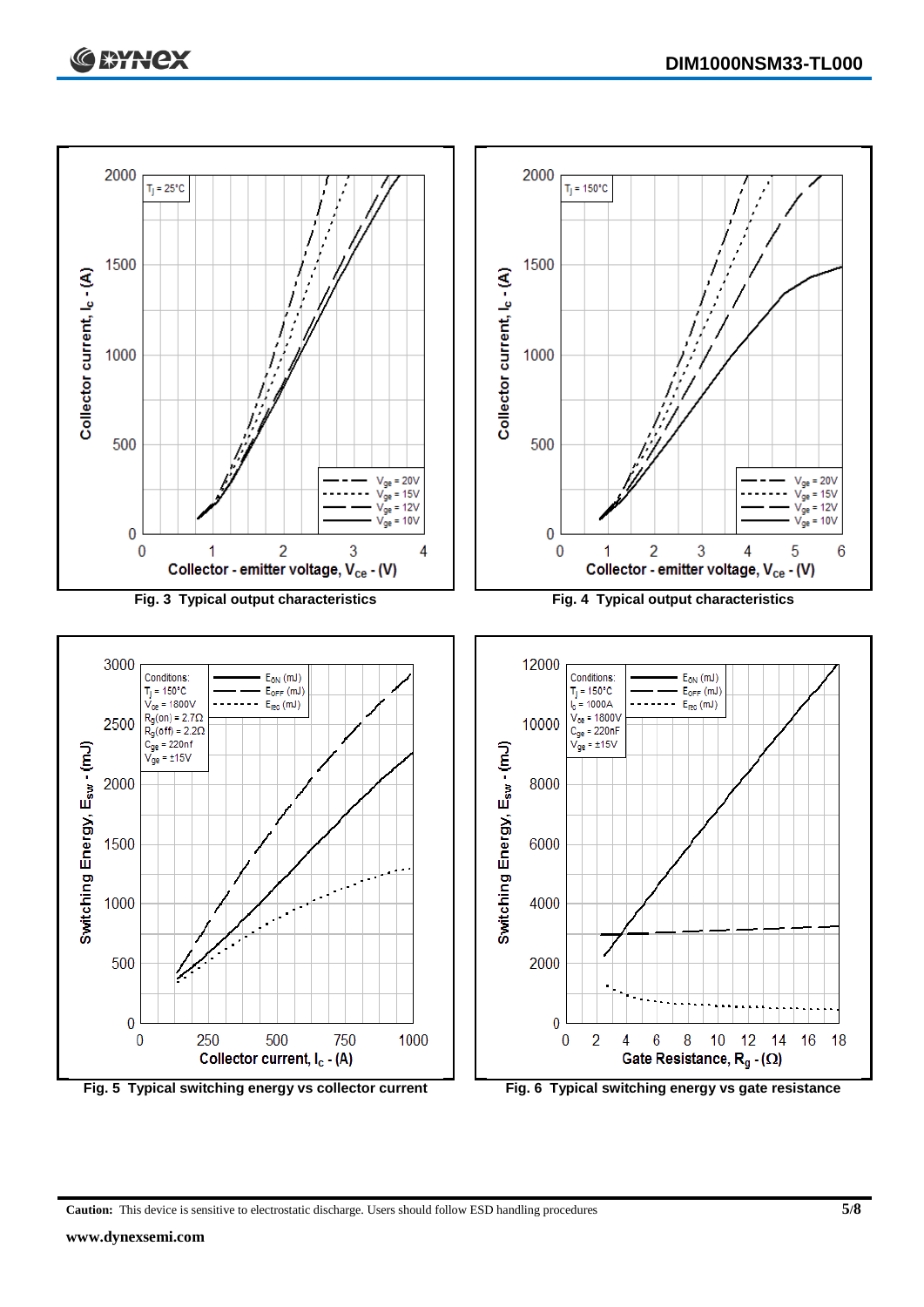Fig. 3 Typical output characteristics

Fig. 4 Typical output characteristics

Fig. 5 Typical switching energy vs collector current

Fig. 6 Typical switching energy vs gate resistance

**Caution:** This device is sensitive to electrostatic discharge. Users should follow ESD handling procedures

**www.dynexsemi.com**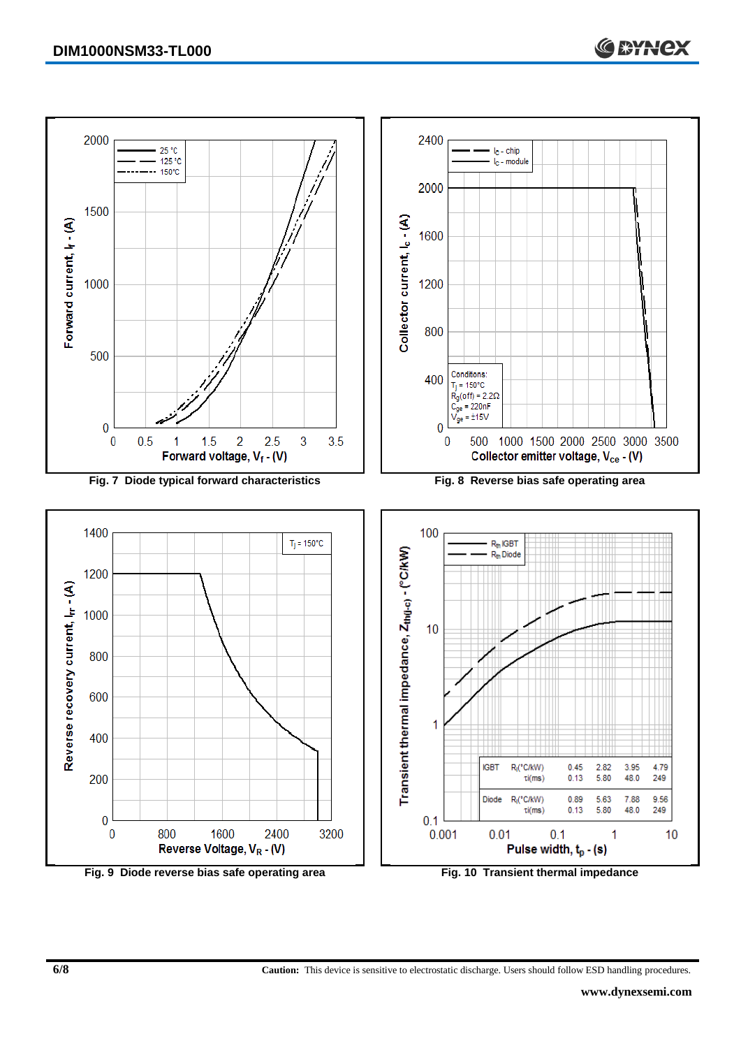Fig. 7 Diode typical forward characteristics

Fig. 8 Reverse bias safe operating area

Fig. 9 Diode reverse bias safe operating area

| | | | | | |
|---|---|---|---|---|---|
| IGBT | $R_i$(°C/kW) | 0.45 | 2.82 | 3.95 | 4.79 |
| | τi(ms) | 0.13 | 5.80 | 48.0 | 249 |
| Diode | $R_i$(°C/kW) | 0.89 | 5.63 | 7.88 | 9.56 |
| | τi(ms) | 0.13 | 5.80 | 48.0 | 249 |

Fig. 10 Transient thermal impedance

**Caution:** This device is sensitive to electrostatic discharge. Users should follow ESD handling procedures.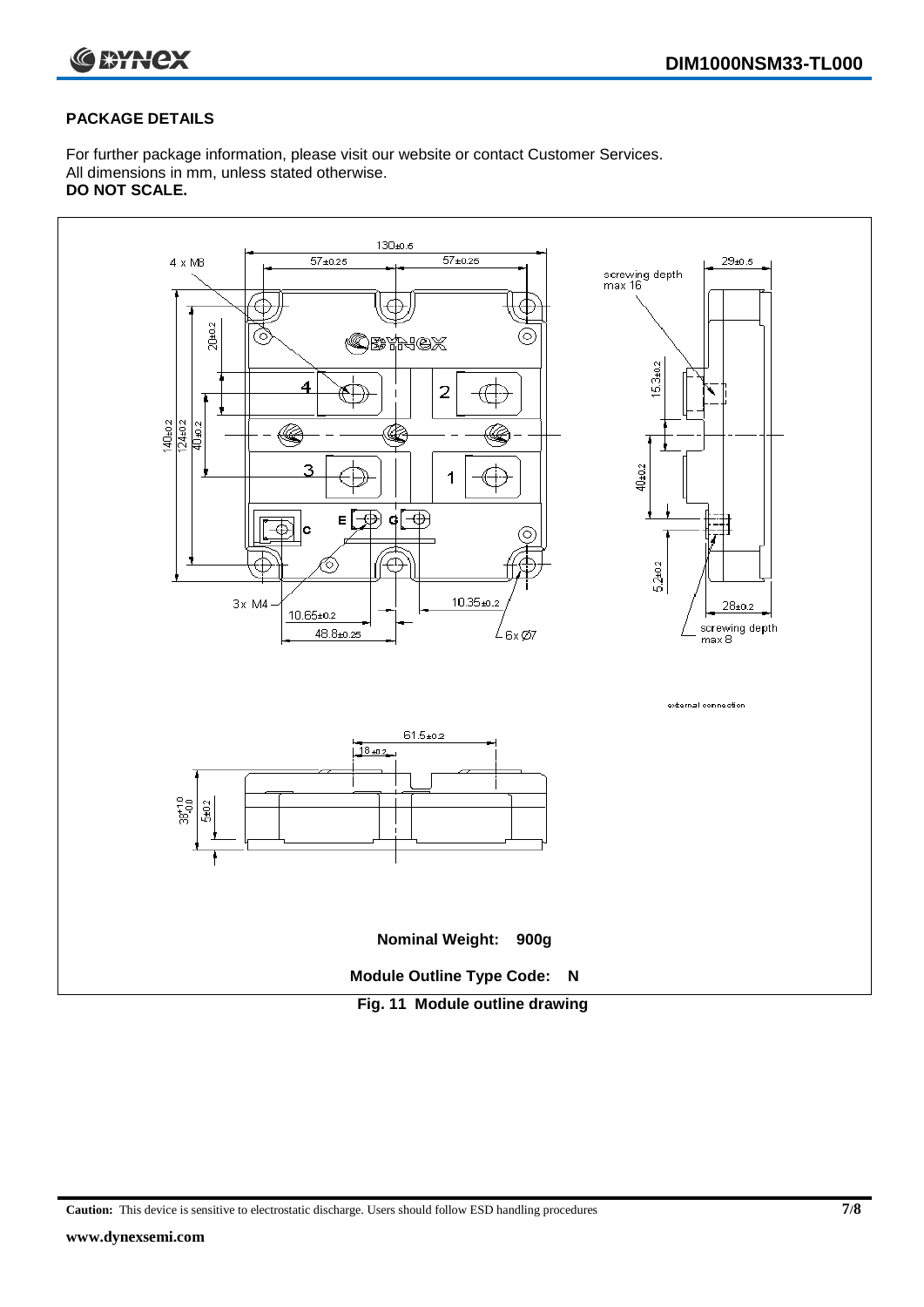## PACKAGE DETAILS

For further package information, please visit our website or contact Customer Services.
All dimensions in mm, unless stated otherwise.
**DO NOT SCALE.**

**Nominal Weight: 900g**

**Module Outline Type Code: N**

**Fig. 11 Module outline drawing**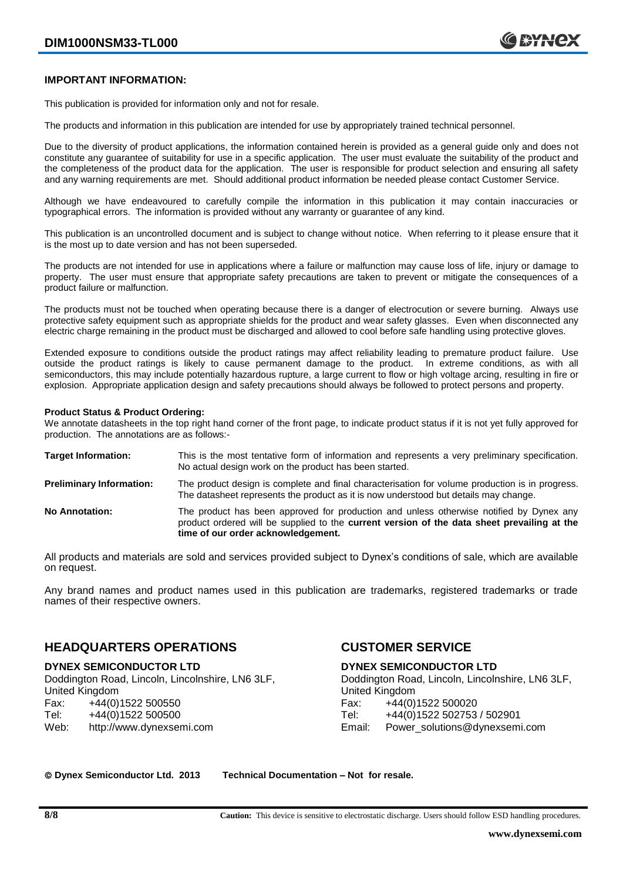## IMPORTANT INFORMATION:

This publication is provided for information only and not for resale.

The products and information in this publication are intended for use by appropriately trained technical personnel.

Due to the diversity of product applications, the information contained herein is provided as a general guide only and does not constitute any guarantee of suitability for use in a specific application. The user must evaluate the suitability of the product and the completeness of the product data for the application. The user is responsible for product selection and ensuring all safety and any warning requirements are met. Should additional product information be needed please contact Customer Service.

Although we have endeavoured to carefully compile the information in this publication it may contain inaccuracies or typographical errors. The information is provided without any warranty or guarantee of any kind.

This publication is an uncontrolled document and is subject to change without notice. When referring to it please ensure that it is the most up to date version and has not been superseded.

The products are not intended for use in applications where a failure or malfunction may cause loss of life, injury or damage to property. The user must ensure that appropriate safety precautions are taken to prevent or mitigate the consequences of a product failure or malfunction.

The products must not be touched when operating because there is a danger of electrocution or severe burning. Always use protective safety equipment such as appropriate shields for the product and wear safety glasses. Even when disconnected any electric charge remaining in the product must be discharged and allowed to cool before safe handling using protective gloves.

Extended exposure to conditions outside the product ratings may affect reliability leading to premature product failure. Use outside the product ratings is likely to cause permanent damage to the product. In extreme conditions, as with all semiconductors, this may include potentially hazardous rupture, a large current to flow or high voltage arcing, resulting in fire or explosion. Appropriate application design and safety precautions should always be followed to protect persons and property.

**Product Status & Product Ordering:**
We annotate datasheets in the top right hand corner of the front page, to indicate product status if it is not yet fully approved for production. The annotations are as follows:-

| | |
|---|---|
| **Target Information:** | This is the most tentative form of information and represents a very preliminary specification. No actual design work on the product has been started. |
| **Preliminary Information:** | The product design is complete and final characterisation for volume production is in progress. The datasheet represents the product as it is now understood but details may change. |
| **No Annotation:** | The product has been approved for production and unless otherwise notified by Dynex any product ordered will be supplied to the **current version of the data sheet prevailing at the time of our order acknowledgement.** |

All products and materials are sold and services provided subject to Dynex's conditions of sale, which are available on request.

Any brand names and product names used in this publication are trademarks, registered trademarks or trade names of their respective owners.

## HEADQUARTERS OPERATIONS

**DYNEX SEMICONDUCTOR LTD**
Doddington Road, Lincoln, Lincolnshire, LN6 3LF,
United Kingdom
Fax: +44(0)1522 500550
Tel: +44(0)1522 500500
Web: http://www.dynexsemi.com

## CUSTOMER SERVICE

**DYNEX SEMICONDUCTOR LTD**
Doddington Road, Lincoln, Lincolnshire, LN6 3LF,
United Kingdom
Fax: +44(0)1522 500020
Tel: +44(0)1522 502753 / 502901
Email: Power_solutions@dynexsemi.com

**© Dynex Semiconductor Ltd. 2013 Technical Documentation – Not for resale.**

**Caution:** This device is sensitive to electrostatic discharge. Users should follow ESD handling procedures.